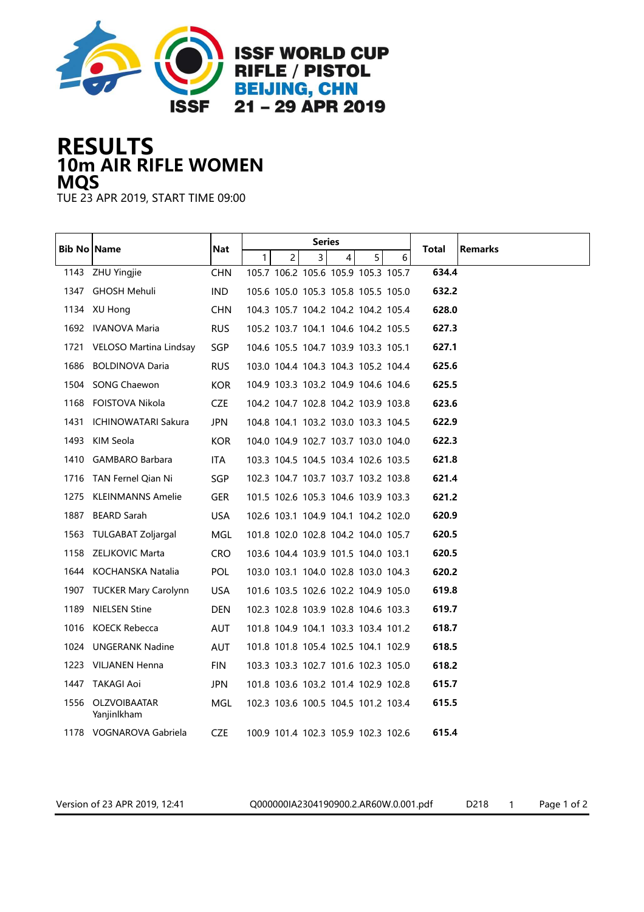ISSF WORLD CUP
RIFLE / PISTOL
BEIJING, CHN
21 – 29 APR 2019

# RESULTS
## 10m AIR RIFLE WOMEN
## MQS

TUE 23 APR 2019, START TIME 09:00

| Bib No | Name | Nat | Series | | | | | | Total | Remarks |
|---|---|---|---|---|---|---|---|---|---|---|
| | | | 1 | 2 | 3 | 4 | 5 | 6 | | |
| 1143 | ZHU Yingjie | CHN | 105.7 | 106.2 | 105.6 | 105.9 | 105.3 | 105.7 | **634.4** | |
| 1347 | GHOSH Mehuli | IND | 105.6 | 105.0 | 105.3 | 105.8 | 105.5 | 105.0 | **632.2** | |
| 1134 | XU Hong | CHN | 104.3 | 105.7 | 104.2 | 104.2 | 104.2 | 105.4 | **628.0** | |
| 1692 | IVANOVA Maria | RUS | 105.2 | 103.7 | 104.1 | 104.6 | 104.2 | 105.5 | **627.3** | |
| 1721 | VELOSO Martina Lindsay | SGP | 104.6 | 105.5 | 104.7 | 103.9 | 103.3 | 105.1 | **627.1** | |
| 1686 | BOLDINOVA Daria | RUS | 103.0 | 104.4 | 104.3 | 104.3 | 105.2 | 104.4 | **625.6** | |
| 1504 | SONG Chaewon | KOR | 104.9 | 103.3 | 103.2 | 104.9 | 104.6 | 104.6 | **625.5** | |
| 1168 | FOISTOVA Nikola | CZE | 104.2 | 104.7 | 102.8 | 104.2 | 103.9 | 103.8 | **623.6** | |
| 1431 | ICHINOWATARI Sakura | JPN | 104.8 | 104.1 | 103.2 | 103.0 | 103.3 | 104.5 | **622.9** | |
| 1493 | KIM Seola | KOR | 104.0 | 104.9 | 102.7 | 103.7 | 103.0 | 104.0 | **622.3** | |
| 1410 | GAMBARO Barbara | ITA | 103.3 | 104.5 | 104.5 | 103.4 | 102.6 | 103.5 | **621.8** | |
| 1716 | TAN Fernel Qian Ni | SGP | 102.3 | 104.7 | 103.7 | 103.7 | 103.2 | 103.8 | **621.4** | |
| 1275 | KLEINMANNS Amelie | GER | 101.5 | 102.6 | 105.3 | 104.6 | 103.9 | 103.3 | **621.2** | |
| 1887 | BEARD Sarah | USA | 102.6 | 103.1 | 104.9 | 104.1 | 104.2 | 102.0 | **620.9** | |
| 1563 | TULGABAT Zoljargal | MGL | 101.8 | 102.0 | 102.8 | 104.2 | 104.0 | 105.7 | **620.5** | |
| 1158 | ZELJKOVIC Marta | CRO | 103.6 | 104.4 | 103.9 | 101.5 | 104.0 | 103.1 | **620.5** | |
| 1644 | KOCHANSKA Natalia | POL | 103.0 | 103.1 | 104.0 | 102.8 | 103.0 | 104.3 | **620.2** | |
| 1907 | TUCKER Mary Carolynn | USA | 101.6 | 103.5 | 102.6 | 102.2 | 104.9 | 105.0 | **619.8** | |
| 1189 | NIELSEN Stine | DEN | 102.3 | 102.8 | 103.9 | 102.8 | 104.6 | 103.3 | **619.7** | |
| 1016 | KOECK Rebecca | AUT | 101.8 | 104.9 | 104.1 | 103.3 | 103.4 | 101.2 | **618.7** | |
| 1024 | UNGERANK Nadine | AUT | 101.8 | 101.8 | 105.4 | 102.5 | 104.1 | 102.9 | **618.5** | |
| 1223 | VILJANEN Henna | FIN | 103.3 | 103.3 | 102.7 | 101.6 | 102.3 | 105.0 | **618.2** | |
| 1447 | TAKAGI Aoi | JPN | 101.8 | 103.6 | 103.2 | 101.4 | 102.9 | 102.8 | **615.7** | |
| 1556 | OLZVOIBAATAR Yanjinlkham | MGL | 102.3 | 103.6 | 100.5 | 104.5 | 101.2 | 103.4 | **615.5** | |
| 1178 | VOGNAROVA Gabriela | CZE | 100.9 | 101.4 | 102.3 | 105.9 | 102.3 | 102.6 | **615.4** | |

Version of 23 APR 2019, 12:41 Q000000IA2304190900.2.AR60W.0.001.pdf D218 1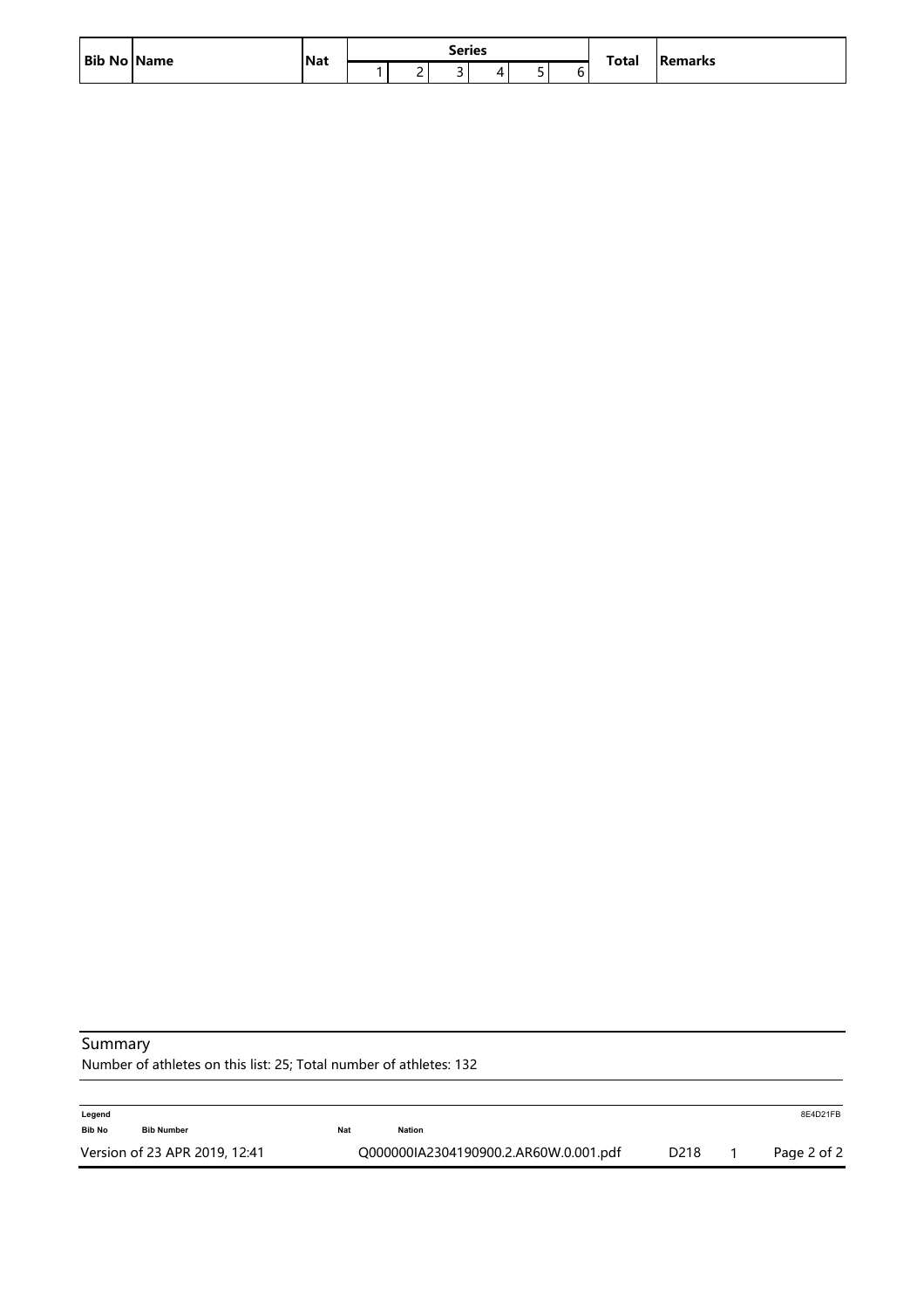| Bib No | Name | Nat | Series | | | | | | Total | Remarks |
|---|---|---|---|---|---|---|---|---|---|---|
| | | | 1 | 2 | 3 | 4 | 5 | 6 | | |

Summary

Number of athletes on this list: 25; Total number of athletes: 132

Legend

Bib No — Bib Number
Nat — Nation

8E4D21FB

Version of 23 APR 2019, 12:41 Q000000IA2304190900.2.AR60W.0.001.pdf D218 1